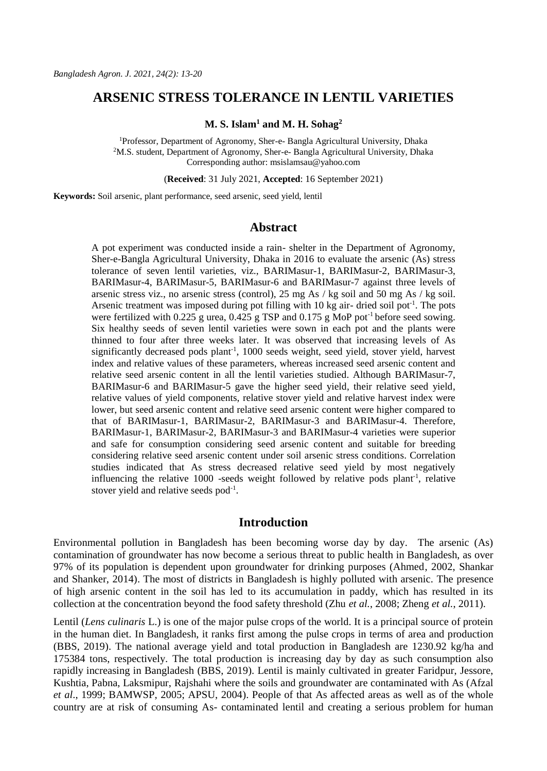# ARSENIC STRESS TOLERANCE IN LENTIL VARIETIES

**M. S. Islam[1] and M. H. Sohag[2]**

[1]Professor, Department of Agronomy, Sher-e- Bangla Agricultural University, Dhaka
[2]M.S. student, Department of Agronomy, Sher-e- Bangla Agricultural University, Dhaka
Corresponding author: msislamsau@yahoo.com

(**Received**: 31 July 2021, **Accepted**: 16 September 2021)

**Keywords:** Soil arsenic, plant performance, seed arsenic, seed yield, lentil

## Abstract

A pot experiment was conducted inside a rain- shelter in the Department of Agronomy, Sher-e-Bangla Agricultural University, Dhaka in 2016 to evaluate the arsenic (As) stress tolerance of seven lentil varieties, viz., BARIMasur-1, BARIMasur-2, BARIMasur-3, BARIMasur-4, BARIMasur-5, BARIMasur-6 and BARIMasur-7 against three levels of arsenic stress viz., no arsenic stress (control), 25 mg As / kg soil and 50 mg As / kg soil. Arsenic treatment was imposed during pot filling with 10 kg air- dried soil pot$^{-1}$. The pots were fertilized with 0.225 g urea, 0.425 g TSP and 0.175 g MoP pot$^{-1}$ before seed sowing. Six healthy seeds of seven lentil varieties were sown in each pot and the plants were thinned to four after three weeks later. It was observed that increasing levels of As significantly decreased pods plant$^{-1}$, 1000 seeds weight, seed yield, stover yield, harvest index and relative values of these parameters, whereas increased seed arsenic content and relative seed arsenic content in all the lentil varieties studied. Although BARIMasur-7, BARIMasur-6 and BARIMasur-5 gave the higher seed yield, their relative seed yield, relative values of yield components, relative stover yield and relative harvest index were lower, but seed arsenic content and relative seed arsenic content were higher compared to that of BARIMasur-1, BARIMasur-2, BARIMasur-3 and BARIMasur-4. Therefore, BARIMasur-1, BARIMasur-2, BARIMasur-3 and BARIMasur-4 varieties were superior and safe for consumption considering seed arsenic content and suitable for breeding considering relative seed arsenic content under soil arsenic stress conditions. Correlation studies indicated that As stress decreased relative seed yield by most negatively influencing the relative 1000 -seeds weight followed by relative pods plant$^{-1}$, relative stover yield and relative seeds pod$^{-1}$.

## Introduction

Environmental pollution in Bangladesh has been becoming worse day by day. The arsenic (As) contamination of groundwater has now become a serious threat to public health in Bangladesh, as over 97% of its population is dependent upon groundwater for drinking purposes (Ahmed, 2002, Shankar and Shanker, 2014). The most of districts in Bangladesh is highly polluted with arsenic. The presence of high arsenic content in the soil has led to its accumulation in paddy, which has resulted in its collection at the concentration beyond the food safety threshold (Zhu *et al.*, 2008; Zheng *et al.*, 2011).

Lentil (*Lens culinaris* L.) is one of the major pulse crops of the world. It is a principal source of protein in the human diet. In Bangladesh, it ranks first among the pulse crops in terms of area and production (BBS, 2019). The national average yield and total production in Bangladesh are 1230.92 kg/ha and 175384 tons, respectively. The total production is increasing day by day as such consumption also rapidly increasing in Bangladesh (BBS, 2019). Lentil is mainly cultivated in greater Faridpur, Jessore, Kushtia, Pabna, Laksmipur, Rajshahi where the soils and groundwater are contaminated with As (Afzal *et al*., 1999; BAMWSP, 2005; APSU, 2004). People of that As affected areas as well as of the whole country are at risk of consuming As- contaminated lentil and creating a serious problem for human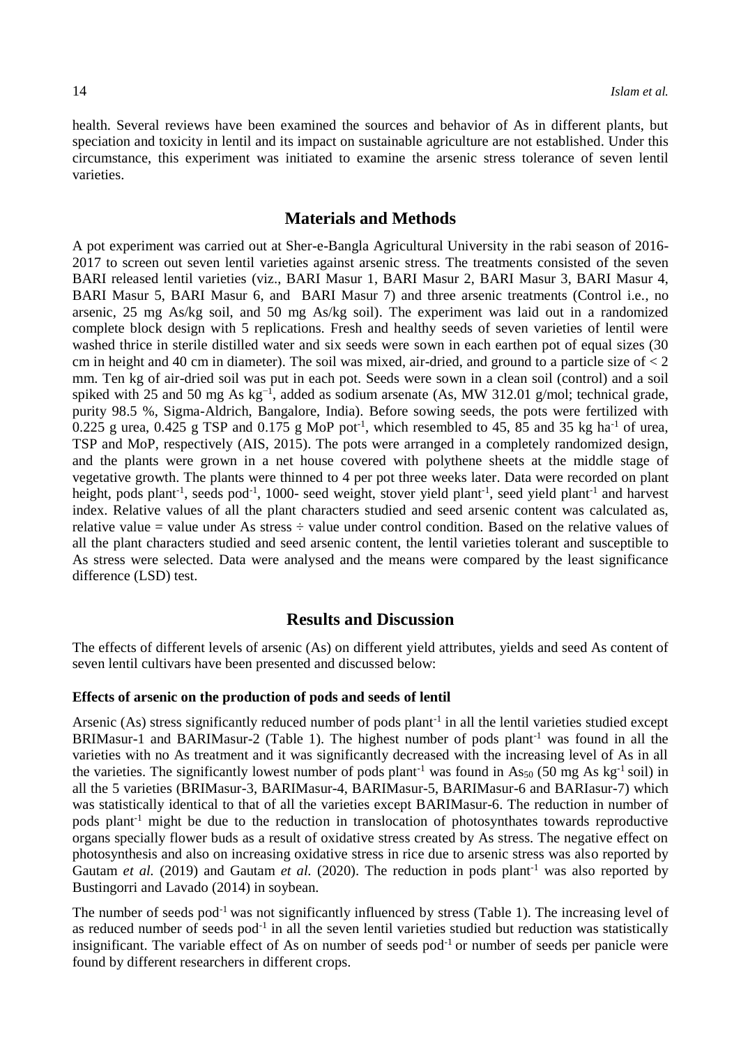health. Several reviews have been examined the sources and behavior of As in different plants, but speciation and toxicity in lentil and its impact on sustainable agriculture are not established. Under this circumstance, this experiment was initiated to examine the arsenic stress tolerance of seven lentil varieties.

## Materials and Methods

A pot experiment was carried out at Sher-e-Bangla Agricultural University in the rabi season of 2016-2017 to screen out seven lentil varieties against arsenic stress. The treatments consisted of the seven BARI released lentil varieties (viz., BARI Masur 1, BARI Masur 2, BARI Masur 3, BARI Masur 4, BARI Masur 5, BARI Masur 6, and BARI Masur 7) and three arsenic treatments (Control i.e., no arsenic, 25 mg As/kg soil, and 50 mg As/kg soil). The experiment was laid out in a randomized complete block design with 5 replications. Fresh and healthy seeds of seven varieties of lentil were washed thrice in sterile distilled water and six seeds were sown in each earthen pot of equal sizes (30 cm in height and 40 cm in diameter). The soil was mixed, air-dried, and ground to a particle size of < 2 mm. Ten kg of air-dried soil was put in each pot. Seeds were sown in a clean soil (control) and a soil spiked with 25 and 50 mg As $kg^{-1}$, added as sodium arsenate (As, MW 312.01 g/mol; technical grade, purity 98.5 %, Sigma-Aldrich, Bangalore, India). Before sowing seeds, the pots were fertilized with 0.225 g urea, 0.425 g TSP and 0.175 g MoP $pot^{-1}$, which resembled to 45, 85 and 35 kg $ha^{-1}$ of urea, TSP and MoP, respectively (AIS, 2015). The pots were arranged in a completely randomized design, and the plants were grown in a net house covered with polythene sheets at the middle stage of vegetative growth. The plants were thinned to 4 per pot three weeks later. Data were recorded on plant height, pods $plant^{-1}$, seeds $pod^{-1}$, 1000- seed weight, stover yield $plant^{-1}$, seed yield $plant^{-1}$ and harvest index. Relative values of all the plant characters studied and seed arsenic content was calculated as, relative value = value under As stress ÷ value under control condition. Based on the relative values of all the plant characters studied and seed arsenic content, the lentil varieties tolerant and susceptible to As stress were selected. Data were analysed and the means were compared by the least significance difference (LSD) test.

## Results and Discussion

The effects of different levels of arsenic (As) on different yield attributes, yields and seed As content of seven lentil cultivars have been presented and discussed below:

### Effects of arsenic on the production of pods and seeds of lentil

Arsenic (As) stress significantly reduced number of pods $plant^{-1}$ in all the lentil varieties studied except BRIMasur-1 and BARIMasur-2 (Table 1). The highest number of pods $plant^{-1}$ was found in all the varieties with no As treatment and it was significantly decreased with the increasing level of As in all the varieties. The significantly lowest number of pods $plant^{-1}$ was found in $As_{50}$ (50 mg As $kg^{-1}$ soil) in all the 5 varieties (BRIMasur-3, BARIMasur-4, BARIMasur-5, BARIMasur-6 and BARIasur-7) which was statistically identical to that of all the varieties except BARIMasur-6. The reduction in number of pods $plant^{-1}$ might be due to the reduction in translocation of photosynthates towards reproductive organs specially flower buds as a result of oxidative stress created by As stress. The negative effect on photosynthesis and also on increasing oxidative stress in rice due to arsenic stress was also reported by Gautam *et al.* (2019) and Gautam *et al.* (2020). The reduction in pods $plant^{-1}$ was also reported by Bustingorri and Lavado (2014) in soybean.

The number of seeds $pod^{-1}$ was not significantly influenced by stress (Table 1). The increasing level of as reduced number of seeds $pod^{-1}$ in all the seven lentil varieties studied but reduction was statistically insignificant. The variable effect of As on number of seeds $pod^{-1}$ or number of seeds per panicle were found by different researchers in different crops.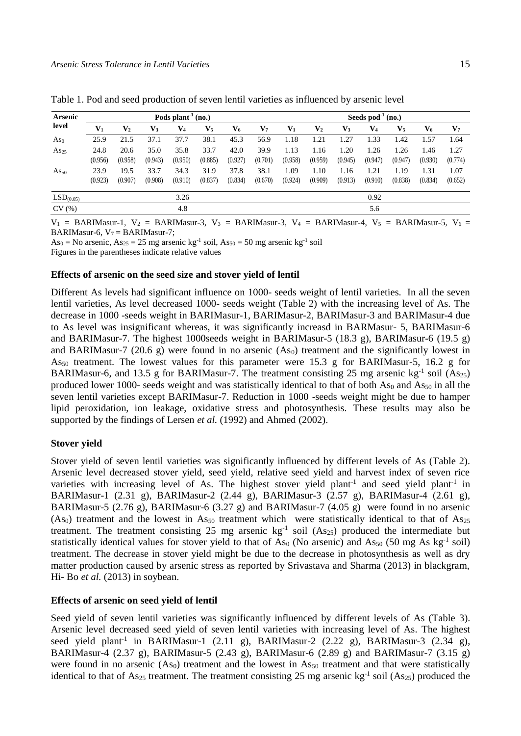Table 1. Pod and seed production of seven lentil varieties as influenced by arsenic level

| Arsenic level | Pods plant$^{-1}$ (no.) | | | | | | | Seeds pod$^{-1}$ (no.) | | | | | | |
|---|---|---|---|---|---|---|---|---|---|---|---|---|---|---|
| | $V_1$ | $V_2$ | $V_3$ | $V_4$ | $V_5$ | $V_6$ | $V_7$ | $V_1$ | $V_2$ | $V_3$ | $V_4$ | $V_5$ | $V_6$ | $V_7$ |
| $As_0$ | 25.9 | 21.5 | 37.1 | 37.7 | 38.1 | 45.3 | 56.9 | 1.18 | 1.21 | 1.27 | 1.33 | 1.42 | 1.57 | 1.64 |
| $As_{25}$ | 24.8 (0.956) | 20.6 (0.958) | 35.0 (0.943) | 35.8 (0.950) | 33.7 (0.885) | 42.0 (0.927) | 39.9 (0.701) | 1.13 (0.958) | 1.16 (0.959) | 1.20 (0.945) | 1.26 (0.947) | 1.26 (0.947) | 1.46 (0.930) | 1.27 (0.774) |
| $As_{50}$ | 23.9 (0.923) | 19.5 (0.907) | 33.7 (0.908) | 34.3 (0.910) | 31.9 (0.837) | 37.8 (0.834) | 38.1 (0.670) | 1.09 (0.924) | 1.10 (0.909) | 1.16 (0.913) | 1.21 (0.910) | 1.19 (0.838) | 1.31 (0.834) | 1.07 (0.652) |
| $LSD_{(0.05)}$ | 3.26 | | | | | | | 0.92 | | | | | | |
| CV (%) | 4.8 | | | | | | | 5.6 | | | | | | |

$V_1$ = BARIMasur-1, $V_2$ = BARIMasur-3, $V_3$ = BARIMasur-3, $V_4$ = BARIMasur-4, $V_5$ = BARIMasur-5, $V_6$ = BARIMasur-6, $V_7$ = BARIMasur-7;

$As_0$ = No arsenic, $As_{25}$ = 25 mg arsenic kg$^{-1}$ soil, $As_{50}$ = 50 mg arsenic kg$^{-1}$ soil

Figures in the parentheses indicate relative values

### Effects of arsenic on the seed size and stover yield of lentil

Different As levels had significant influence on 1000- seeds weight of lentil varieties. In all the seven lentil varieties, As level decreased 1000- seeds weight (Table 2) with the increasing level of As. The decrease in 1000 -seeds weight in BARIMasur-1, BARIMasur-2, BARIMasur-3 and BARIMasur-4 due to As level was insignificant whereas, it was significantly increasd in BARMasur- 5, BARIMasur-6 and BARIMasur-7. The highest 1000seeds weight in BARIMasur-5 (18.3 g), BARIMasur-6 (19.5 g) and BARIMasur-7 (20.6 g) were found in no arsenic ($As_0$) treatment and the significantly lowest in $As_{50}$ treatment. The lowest values for this parameter were 15.3 g for BARIMasur-5, 16.2 g for BARIMasur-6, and 13.5 g for BARIMasur-7. The treatment consisting 25 mg arsenic kg$^{-1}$ soil ($As_{25}$) produced lower 1000- seeds weight and was statistically identical to that of both $As_0$ and $As_{50}$ in all the seven lentil varieties except BARIMasur-7. Reduction in 1000 -seeds weight might be due to hamper lipid peroxidation, ion leakage, oxidative stress and photosynthesis. These results may also be supported by the findings of Lersen *et al.* (1992) and Ahmed (2002).

### Stover yield

Stover yield of seven lentil varieties was significantly influenced by different levels of As (Table 2). Arsenic level decreased stover yield, seed yield, relative seed yield and harvest index of seven rice varieties with increasing level of As. The highest stover yield plant$^{-1}$ and seed yield plant$^{-1}$ in BARIMasur-1 (2.31 g), BARIMasur-2 (2.44 g), BARIMasur-3 (2.57 g), BARIMasur-4 (2.61 g), BARIMasur-5 (2.76 g), BARIMasur-6 (3.27 g) and BARIMasur-7 (4.05 g) were found in no arsenic ($As_0$) treatment and the lowest in $As_{50}$ treatment which were statistically identical to that of $As_{25}$ treatment. The treatment consisting 25 mg arsenic kg$^{-1}$ soil ($As_{25}$) produced the intermediate but statistically identical values for stover yield to that of $As_0$ (No arsenic) and $As_{50}$ (50 mg As kg$^{-1}$ soil) treatment. The decrease in stover yield might be due to the decrease in photosynthesis as well as dry matter production caused by arsenic stress as reported by Srivastava and Sharma (2013) in blackgram, Hi- Bo *et al.* (2013) in soybean.

### Effects of arsenic on seed yield of lentil

Seed yield of seven lentil varieties was significantly influenced by different levels of As (Table 3). Arsenic level decreased seed yield of seven lentil varieties with increasing level of As. The highest seed yield plant$^{-1}$ in BARIMasur-1 (2.11 g), BARIMasur-2 (2.22 g), BARIMasur-3 (2.34 g), BARIMasur-4 (2.37 g), BARIMasur-5 (2.43 g), BARIMasur-6 (2.89 g) and BARIMasur-7 (3.15 g) were found in no arsenic ($As_0$) treatment and the lowest in $As_{50}$ treatment and that were statistically identical to that of $As_{25}$ treatment. The treatment consisting 25 mg arsenic kg$^{-1}$ soil ($As_{25}$) produced the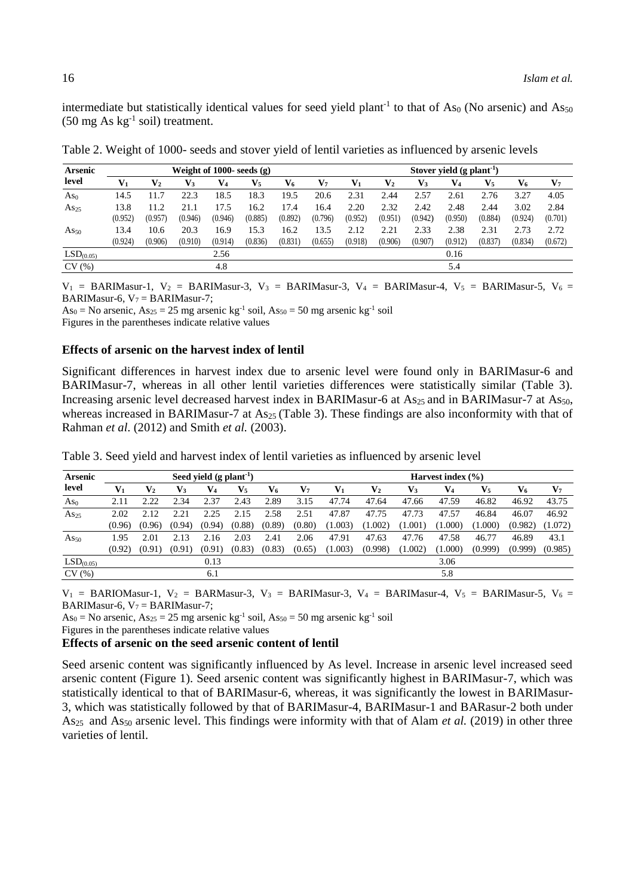intermediate but statistically identical values for seed yield plant$^{-1}$ to that of $As_0$ (No arsenic) and $As_{50}$ (50 mg As kg$^{-1}$ soil) treatment.

Table 2. Weight of 1000- seeds and stover yield of lentil varieties as influenced by arsenic levels

| Arsenic level | Weight of 1000- seeds (g) | | | | | | | Stover yield (g plant$^{-1}$) | | | | | | |
|---|---|---|---|---|---|---|---|---|---|---|---|---|---|---|
| | $V_1$ | $V_2$ | $V_3$ | $V_4$ | $V_5$ | $V_6$ | $V_7$ | $V_1$ | $V_2$ | $V_3$ | $V_4$ | $V_5$ | $V_6$ | $V_7$ |
| $As_0$ | 14.5 | 11.7 | 22.3 | 18.5 | 18.3 | 19.5 | 20.6 | 2.31 | 2.44 | 2.57 | 2.61 | 2.76 | 3.27 | 4.05 |
| $As_{25}$ | 13.8 | 11.2 | 21.1 | 17.5 | 16.2 | 17.4 | 16.4 | 2.20 | 2.32 | 2.42 | 2.48 | 2.44 | 3.02 | 2.84 |
| | (0.952) | (0.957) | (0.946) | (0.946) | (0.885) | (0.892) | (0.796) | (0.952) | (0.951) | (0.942) | (0.950) | (0.884) | (0.924) | (0.701) |
| $As_{50}$ | 13.4 | 10.6 | 20.3 | 16.9 | 15.3 | 16.2 | 13.5 | 2.12 | 2.21 | 2.33 | 2.38 | 2.31 | 2.73 | 2.72 |
| | (0.924) | (0.906) | (0.910) | (0.914) | (0.836) | (0.831) | (0.655) | (0.918) | (0.906) | (0.907) | (0.912) | (0.837) | (0.834) | (0.672) |
| $LSD_{(0.05)}$ | | | | 2.56 | | | | | | | 0.16 | | | |
| CV (%) | | | | 4.8 | | | | | | | 5.4 | | | |

$V_1$ = BARIMasur-1, $V_2$ = BARIMasur-3, $V_3$ = BARIMasur-3, $V_4$ = BARIMasur-4, $V_5$ = BARIMasur-5, $V_6$ = BARIMasur-6, $V_7$ = BARIMasur-7;

$As_0$ = No arsenic, $As_{25}$ = 25 mg arsenic kg$^{-1}$ soil, $As_{50}$ = 50 mg arsenic kg$^{-1}$ soil

Figures in the parentheses indicate relative values

### Effects of arsenic on the harvest index of lentil

Significant differences in harvest index due to arsenic level were found only in BARIMasur-6 and BARIMasur-7, whereas in all other lentil varieties differences were statistically similar (Table 3). Increasing arsenic level decreased harvest index in BARIMasur-6 at $As_{25}$ and in BARIMasur-7 at $As_{50}$, whereas increased in BARIMasur-7 at $As_{25}$ (Table 3). These findings are also inconformity with that of Rahman *et al.* (2012) and Smith *et al.* (2003).

Table 3. Seed yield and harvest index of lentil varieties as influenced by arsenic level

| Arsenic level | Seed yield (g plant$^{-1}$) | | | | | | | Harvest index (%) | | | | | | |
|---|---|---|---|---|---|---|---|---|---|---|---|---|---|---|
| | $V_1$ | $V_2$ | $V_3$ | $V_4$ | $V_5$ | $V_6$ | $V_7$ | $V_1$ | $V_2$ | $V_3$ | $V_4$ | $V_5$ | $V_6$ | $V_7$ |
| $As_0$ | 2.11 | 2.22 | 2.34 | 2.37 | 2.43 | 2.89 | 3.15 | 47.74 | 47.64 | 47.66 | 47.59 | 46.82 | 46.92 | 43.75 |
| $As_{25}$ | 2.02 | 2.12 | 2.21 | 2.25 | 2.15 | 2.58 | 2.51 | 47.87 | 47.75 | 47.73 | 47.57 | 46.84 | 46.07 | 46.92 |
| | (0.96) | (0.96) | (0.94) | (0.94) | (0.88) | (0.89) | (0.80) | (1.003) | (1.002) | (1.001) | (1.000) | (1.000) | (0.982) | (1.072) |
| $As_{50}$ | 1.95 | 2.01 | 2.13 | 2.16 | 2.03 | 2.41 | 2.06 | 47.91 | 47.63 | 47.76 | 47.58 | 46.77 | 46.89 | 43.1 |
| | (0.92) | (0.91) | (0.91) | (0.91) | (0.83) | (0.83) | (0.65) | (1.003) | (0.998) | (1.002) | (1.000) | (0.999) | (0.999) | (0.985) |
| $LSD_{(0.05)}$ | | | | 0.13 | | | | | | | 3.06 | | | |
| CV (%) | | | | 6.1 | | | | | | | 5.8 | | | |

$V_1$ = BARIOMasur-1, $V_2$ = BARMasur-3, $V_3$ = BARIMasur-3, $V_4$ = BARIMasur-4, $V_5$ = BARIMasur-5, $V_6$ = BARIMasur-6, $V_7$ = BARIMasur-7;

$As_0$ = No arsenic, $As_{25}$ = 25 mg arsenic kg$^{-1}$ soil, $As_{50}$ = 50 mg arsenic kg$^{-1}$ soil

Figures in the parentheses indicate relative values

### Effects of arsenic on the seed arsenic content of lentil

Seed arsenic content was significantly influenced by As level. Increase in arsenic level increased seed arsenic content (Figure 1). Seed arsenic content was significantly highest in BARIMasur-7, which was statistically identical to that of BARIMasur-6, whereas, it was significantly the lowest in BARIMasur-3, which was statistically followed by that of BARIMasur-4, BARIMasur-1 and BARasur-2 both under $As_{25}$ and $As_{50}$ arsenic level. This findings were informity with that of Alam *et al.* (2019) in other three varieties of lentil.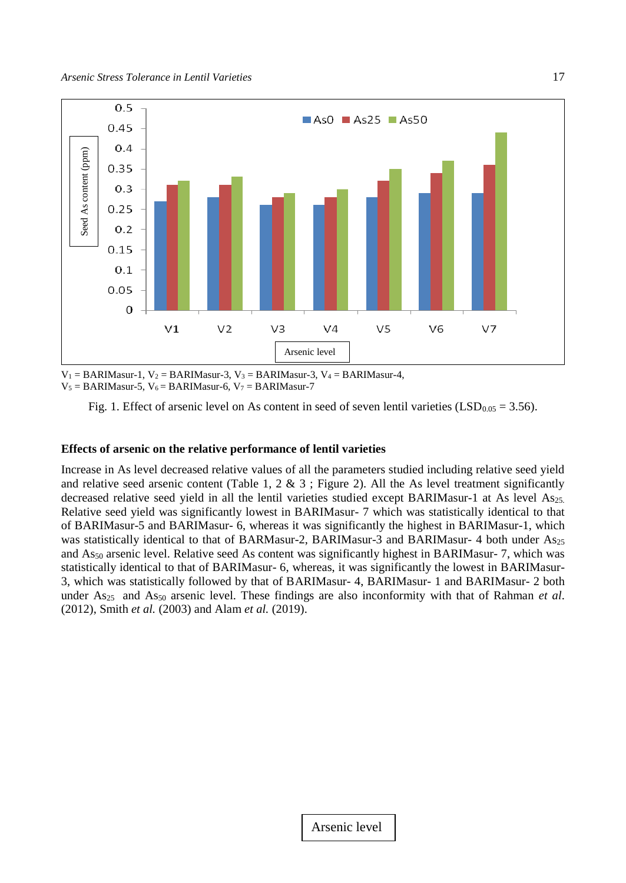V1 = BARIMasur-1, V2 = BARIMasur-3, V3 = BARIMasur-3, V4 = BARIMasur-4,
V5 = BARIMasur-5, V6 = BARIMasur-6, V7 = BARIMasur-7

Fig. 1. Effect of arsenic level on As content in seed of seven lentil varieties ($LSD_{0.05}$ = 3.56).

**Effects of arsenic on the relative performance of lentil varieties**

Increase in As level decreased relative values of all the parameters studied including relative seed yield and relative seed arsenic content (Table 1, 2 & 3 ; Figure 2). All the As level treatment significantly decreased relative seed yield in all the lentil varieties studied except BARIMasur-1 at As level $As_{25}$. Relative seed yield was significantly lowest in BARIMasur- 7 which was statistically identical to that of BARIMasur-5 and BARIMasur- 6, whereas it was significantly the highest in BARIMasur-1, which was statistically identical to that of BARMasur-2, BARIMasur-3 and BARIMasur- 4 both under $As_{25}$ and $As_{50}$ arsenic level. Relative seed As content was significantly highest in BARIMasur- 7, which was statistically identical to that of BARIMasur- 6, whereas, it was significantly the lowest in BARIMasur-3, which was statistically followed by that of BARIMasur- 4, BARIMasur- 1 and BARIMasur- 2 both under $As_{25}$ and $As_{50}$ arsenic level. These findings are also inconformity with that of Rahman *et al.* (2012), Smith *et al.* (2003) and Alam *et al.* (2019).

Arsenic level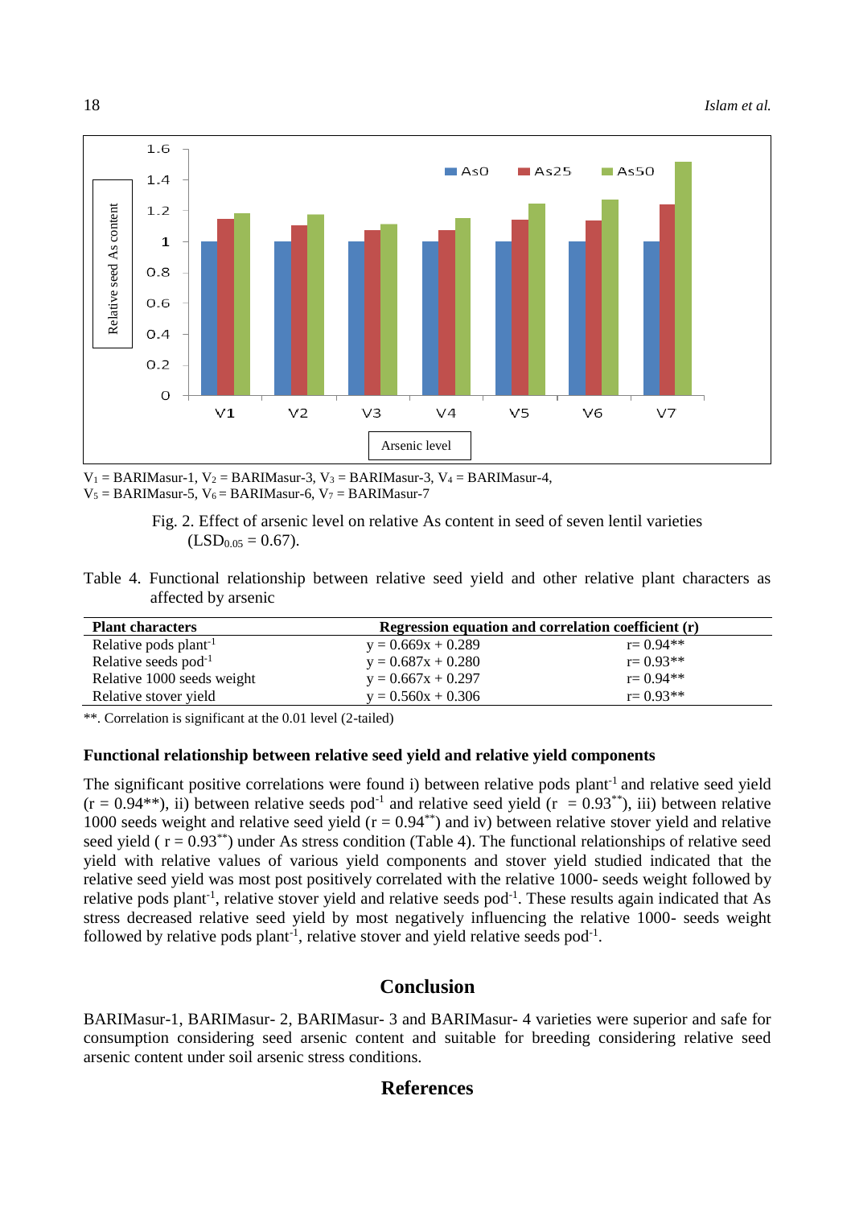$V_1$ = BARIMasur-1, $V_2$ = BARIMasur-3, $V_3$ = BARIMasur-3, $V_4$ = BARIMasur-4,
$V_5$ = BARIMasur-5, $V_6$ = BARIMasur-6, $V_7$ = BARIMasur-7

Fig. 2. Effect of arsenic level on relative As content in seed of seven lentil varieties ($LSD_{0.05}$ = 0.67).

Table 4. Functional relationship between relative seed yield and other relative plant characters as affected by arsenic

| Plant characters | Regression equation and correlation coefficient (r) | |
|---|---|---|
| Relative pods plant$^{-1}$ | y = 0.669x + 0.289 | r= 0.94** |
| Relative seeds pod$^{-1}$ | y = 0.687x + 0.280 | r= 0.93** |
| Relative 1000 seeds weight | y = 0.667x + 0.297 | r= 0.94** |
| Relative stover yield | y = 0.560x + 0.306 | r= 0.93** |

**. Correlation is significant at the 0.01 level (2-tailed)

### Functional relationship between relative seed yield and relative yield components

The significant positive correlations were found i) between relative pods plant$^{-1}$ and relative seed yield (r = 0.94**), ii) between relative seeds pod$^{-1}$ and relative seed yield (r = 0.93**), iii) between relative 1000 seeds weight and relative seed yield (r = 0.94**) and iv) between relative stover yield and relative seed yield ( r = 0.93**) under As stress condition (Table 4). The functional relationships of relative seed yield with relative values of various yield components and stover yield studied indicated that the relative seed yield was most post positively correlated with the relative 1000- seeds weight followed by relative pods plant$^{-1}$, relative stover yield and relative seeds pod$^{-1}$. These results again indicated that As stress decreased relative seed yield by most negatively influencing the relative 1000- seeds weight followed by relative pods plant$^{-1}$, relative stover and yield relative seeds pod$^{-1}$.

## Conclusion

BARIMasur-1, BARIMasur- 2, BARIMasur- 3 and BARIMasur- 4 varieties were superior and safe for consumption considering seed arsenic content and suitable for breeding considering relative seed arsenic content under soil arsenic stress conditions.

## References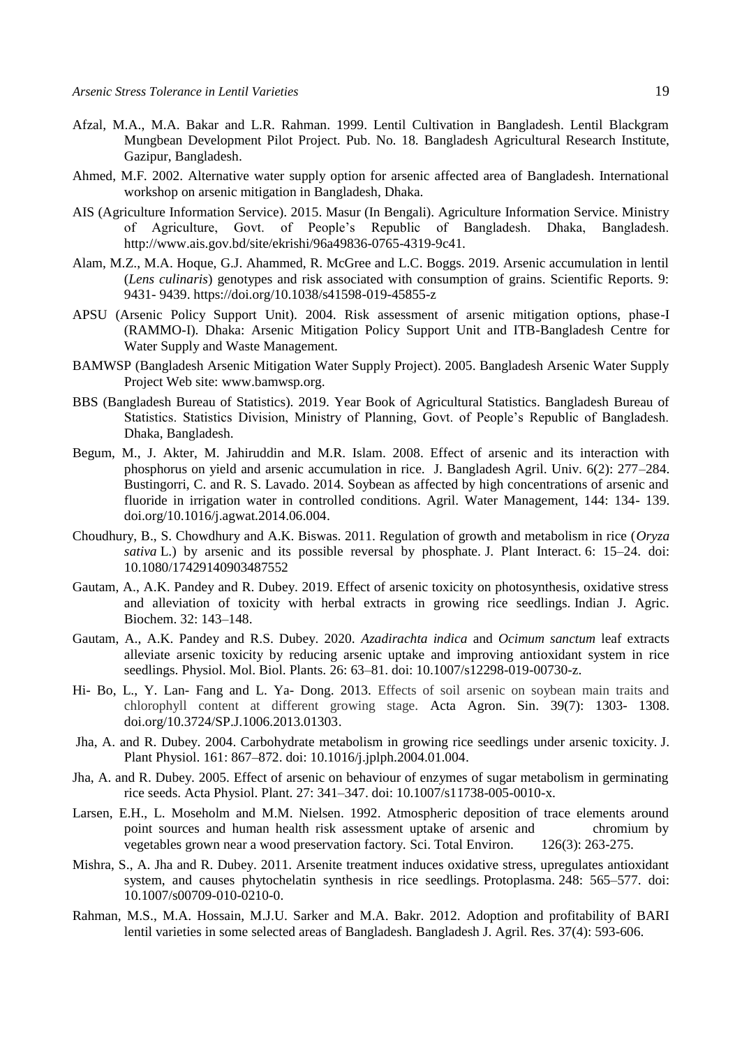Afzal, M.A., M.A. Bakar and L.R. Rahman. 1999. Lentil Cultivation in Bangladesh. Lentil Blackgram Mungbean Development Pilot Project. Pub. No. 18. Bangladesh Agricultural Research Institute, Gazipur, Bangladesh.

Ahmed, M.F. 2002. Alternative water supply option for arsenic affected area of Bangladesh. International workshop on arsenic mitigation in Bangladesh, Dhaka.

AIS (Agriculture Information Service). 2015. Masur (In Bengali). Agriculture Information Service. Ministry of Agriculture, Govt. of People's Republic of Bangladesh. Dhaka, Bangladesh. http://www.ais.gov.bd/site/ekrishi/96a49836-0765-4319-9c41.

Alam, M.Z., M.A. Hoque, G.J. Ahammed, R. McGree and L.C. Boggs. 2019. Arsenic accumulation in lentil (*Lens culinaris*) genotypes and risk associated with consumption of grains. Scientific Reports. 9: 9431- 9439. https://doi.org/10.1038/s41598-019-45855-z

APSU (Arsenic Policy Support Unit). 2004. Risk assessment of arsenic mitigation options, phase-I (RAMMO-I). Dhaka: Arsenic Mitigation Policy Support Unit and ITB-Bangladesh Centre for Water Supply and Waste Management.

BAMWSP (Bangladesh Arsenic Mitigation Water Supply Project). 2005. Bangladesh Arsenic Water Supply Project Web site: www.bamwsp.org.

BBS (Bangladesh Bureau of Statistics). 2019. Year Book of Agricultural Statistics. Bangladesh Bureau of Statistics. Statistics Division, Ministry of Planning, Govt. of People's Republic of Bangladesh. Dhaka, Bangladesh.

Begum, M., J. Akter, M. Jahiruddin and M.R. Islam. 2008. Effect of arsenic and its interaction with phosphorus on yield and arsenic accumulation in rice. J. Bangladesh Agril. Univ. 6(2): 277–284. Bustingorri, C. and R. S. Lavado. 2014. Soybean as affected by high concentrations of arsenic and fluoride in irrigation water in controlled conditions. Agril. Water Management, 144: 134- 139. doi.org/10.1016/j.agwat.2014.06.004.

Choudhury, B., S. Chowdhury and A.K. Biswas. 2011. Regulation of growth and metabolism in rice (*Oryza sativa* L.) by arsenic and its possible reversal by phosphate. J. Plant Interact. 6: 15–24. doi: 10.1080/17429140903487552

Gautam, A., A.K. Pandey and R. Dubey. 2019. Effect of arsenic toxicity on photosynthesis, oxidative stress and alleviation of toxicity with herbal extracts in growing rice seedlings. Indian J. Agric. Biochem. 32: 143–148.

Gautam, A., A.K. Pandey and R.S. Dubey. 2020. *Azadirachta indica* and *Ocimum sanctum* leaf extracts alleviate arsenic toxicity by reducing arsenic uptake and improving antioxidant system in rice seedlings. Physiol. Mol. Biol. Plants. 26: 63–81. doi: 10.1007/s12298-019-00730-z.

Hi- Bo, L., Y. Lan- Fang and L. Ya- Dong. 2013. Effects of soil arsenic on soybean main traits and chlorophyll content at different growing stage. Acta Agron. Sin. 39(7): 1303- 1308. doi.org/10.3724/SP.J.1006.2013.01303.

Jha, A. and R. Dubey. 2004. Carbohydrate metabolism in growing rice seedlings under arsenic toxicity. J. Plant Physiol. 161: 867–872. doi: 10.1016/j.jplph.2004.01.004.

Jha, A. and R. Dubey. 2005. Effect of arsenic on behaviour of enzymes of sugar metabolism in germinating rice seeds. Acta Physiol. Plant. 27: 341–347. doi: 10.1007/s11738-005-0010-x.

Larsen, E.H., L. Moseholm and M.M. Nielsen. 1992. Atmospheric deposition of trace elements around point sources and human health risk assessment uptake of arsenic and chromium by vegetables grown near a wood preservation factory. Sci. Total Environ. 126(3): 263-275.

Mishra, S., A. Jha and R. Dubey. 2011. Arsenite treatment induces oxidative stress, upregulates antioxidant system, and causes phytochelatin synthesis in rice seedlings. Protoplasma. 248: 565–577. doi: 10.1007/s00709-010-0210-0.

Rahman, M.S., M.A. Hossain, M.J.U. Sarker and M.A. Bakr. 2012. Adoption and profitability of BARI lentil varieties in some selected areas of Bangladesh. Bangladesh J. Agril. Res. 37(4): 593-606.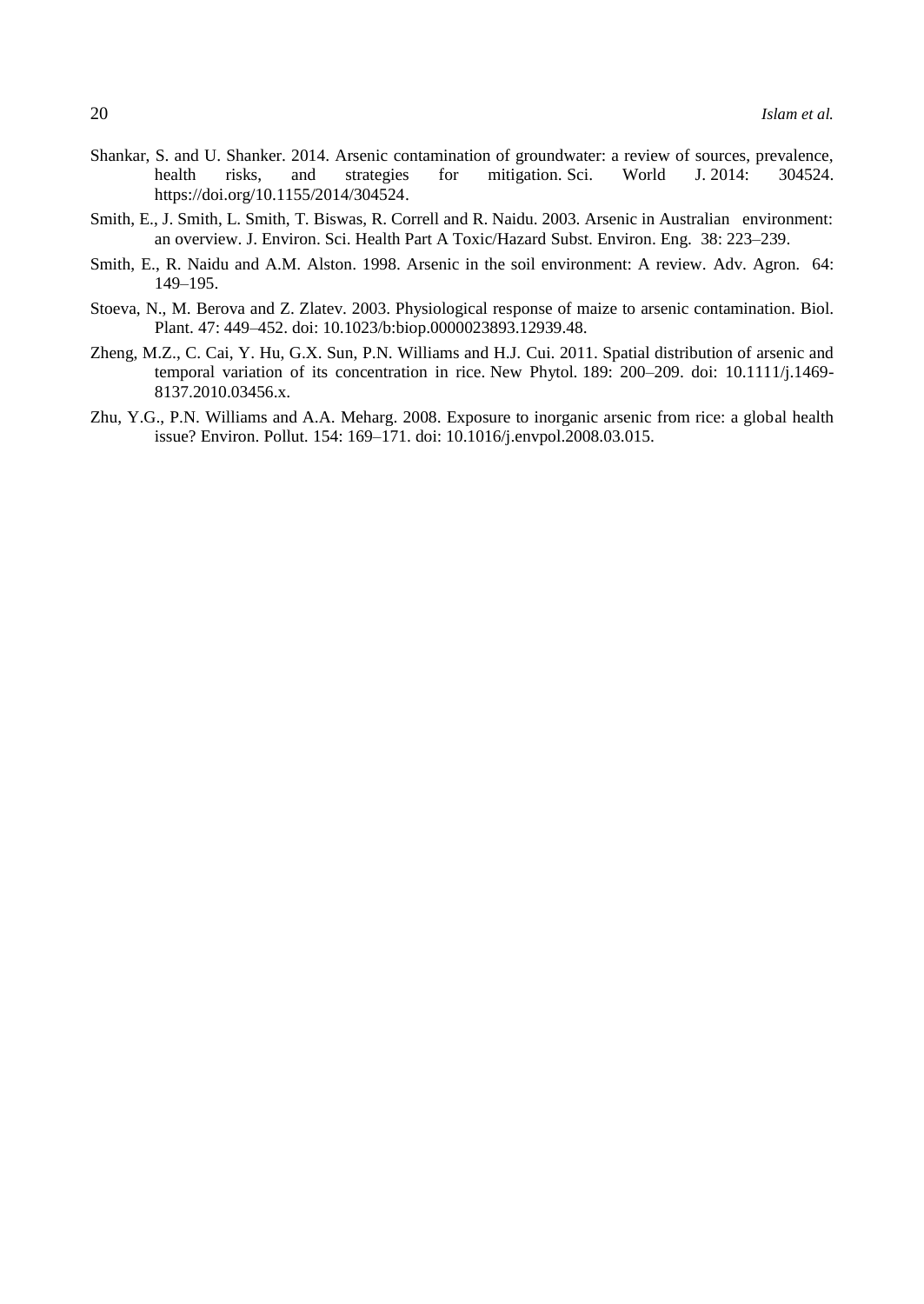Shankar, S. and U. Shanker. 2014. Arsenic contamination of groundwater: a review of sources, prevalence, health risks, and strategies for mitigation. Sci. World J. 2014: 304524. https://doi.org/10.1155/2014/304524.

Smith, E., J. Smith, L. Smith, T. Biswas, R. Correll and R. Naidu. 2003. Arsenic in Australian environment: an overview. J. Environ. Sci. Health Part A Toxic/Hazard Subst. Environ. Eng. 38: 223–239.

Smith, E., R. Naidu and A.M. Alston. 1998. Arsenic in the soil environment: A review. Adv. Agron. 64: 149–195.

Stoeva, N., M. Berova and Z. Zlatev. 2003. Physiological response of maize to arsenic contamination. Biol. Plant. 47: 449–452. doi: 10.1023/b:biop.0000023893.12939.48.

Zheng, M.Z., C. Cai, Y. Hu, G.X. Sun, P.N. Williams and H.J. Cui. 2011. Spatial distribution of arsenic and temporal variation of its concentration in rice. New Phytol. 189: 200–209. doi: 10.1111/j.1469-8137.2010.03456.x.

Zhu, Y.G., P.N. Williams and A.A. Meharg. 2008. Exposure to inorganic arsenic from rice: a global health issue? Environ. Pollut. 154: 169–171. doi: 10.1016/j.envpol.2008.03.015.